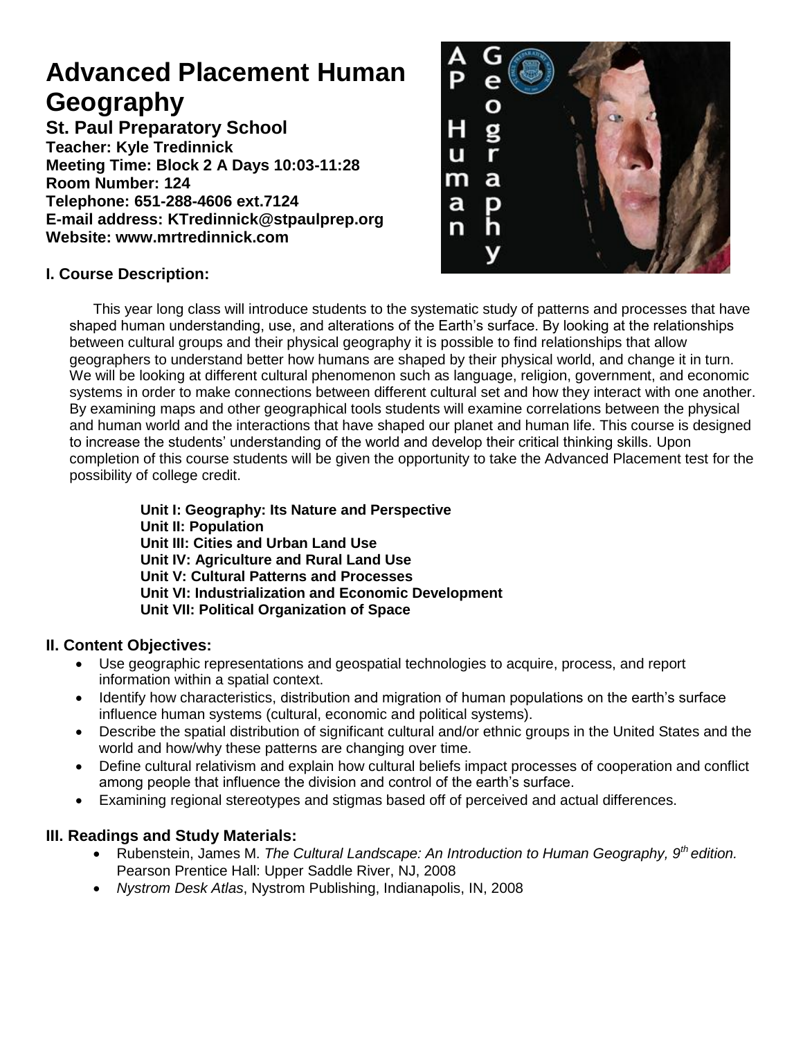# Advanced Placement Human Geography

**St. Paul Preparatory School**
**Teacher: Kyle Tredinnick**
**Meeting Time: Block 2 A Days 10:03-11:28**
**Room Number: 124**
**Telephone: 651-288-4606 ext.7124**
**E-mail address: KTredinnick@stpaulprep.org**
**Website: www.mrtredinnick.com**

## I. Course Description:

This year long class will introduce students to the systematic study of patterns and processes that have shaped human understanding, use, and alterations of the Earth's surface. By looking at the relationships between cultural groups and their physical geography it is possible to find relationships that allow geographers to understand better how humans are shaped by their physical world, and change it in turn. We will be looking at different cultural phenomenon such as language, religion, government, and economic systems in order to make connections between different cultural set and how they interact with one another. By examining maps and other geographical tools students will examine correlations between the physical and human world and the interactions that have shaped our planet and human life. This course is designed to increase the students' understanding of the world and develop their critical thinking skills. Upon completion of this course students will be given the opportunity to take the Advanced Placement test for the possibility of college credit.

**Unit I: Geography: Its Nature and Perspective**
**Unit II: Population**
**Unit III: Cities and Urban Land Use**
**Unit IV: Agriculture and Rural Land Use**
**Unit V: Cultural Patterns and Processes**
**Unit VI: Industrialization and Economic Development**
**Unit VII: Political Organization of Space**

## II. Content Objectives:

- Use geographic representations and geospatial technologies to acquire, process, and report information within a spatial context.
- Identify how characteristics, distribution and migration of human populations on the earth's surface influence human systems (cultural, economic and political systems).
- Describe the spatial distribution of significant cultural and/or ethnic groups in the United States and the world and how/why these patterns are changing over time.
- Define cultural relativism and explain how cultural beliefs impact processes of cooperation and conflict among people that influence the division and control of the earth's surface.
- Examining regional stereotypes and stigmas based off of perceived and actual differences.

## III. Readings and Study Materials:

- Rubenstein, James M. *The Cultural Landscape: An Introduction to Human Geography, 9th edition.* Pearson Prentice Hall: Upper Saddle River, NJ, 2008
- *Nystrom Desk Atlas*, Nystrom Publishing, Indianapolis, IN, 2008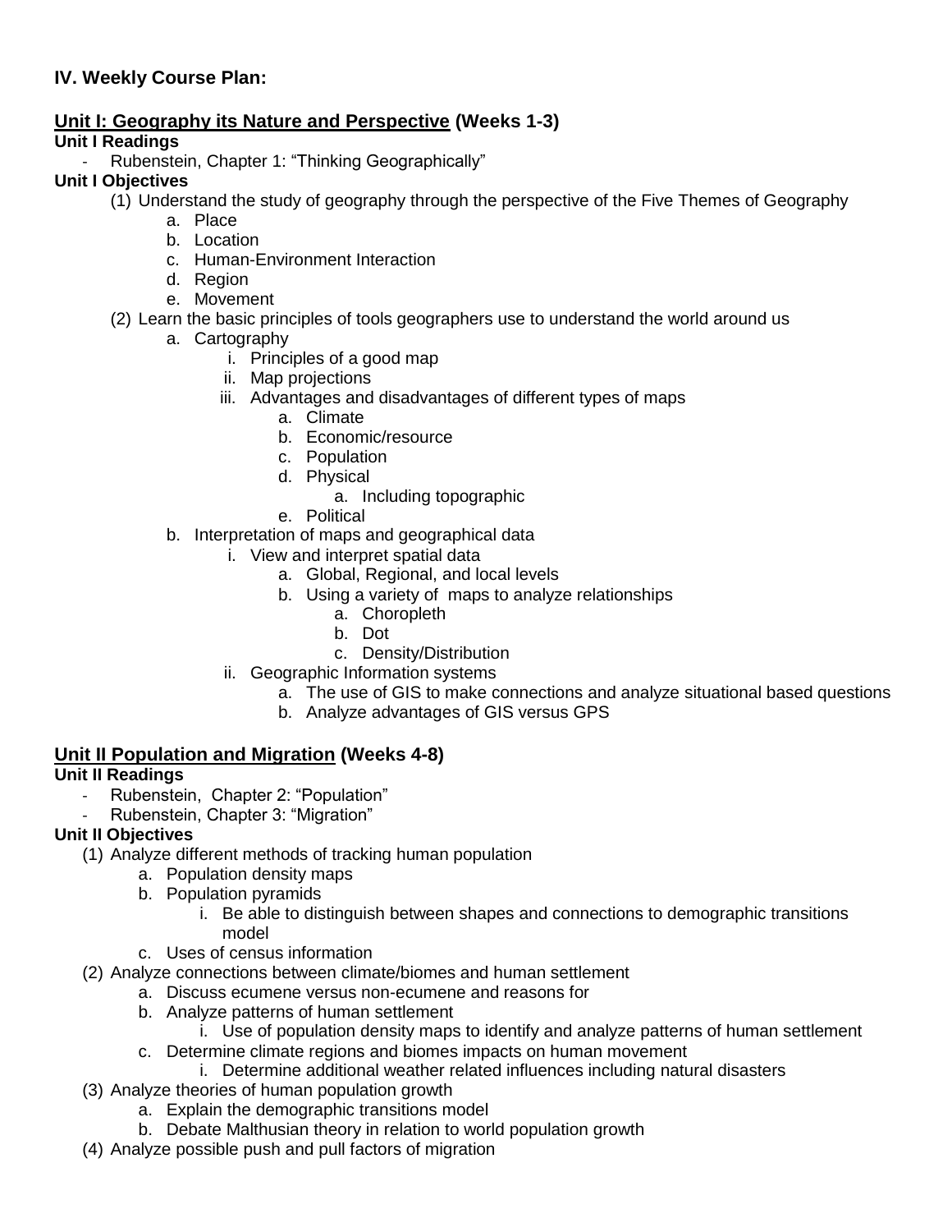### IV. Weekly Course Plan:

**<u>Unit I: Geography its Nature and Perspective</u> (Weeks 1-3)**

**Unit I Readings**

- Rubenstein, Chapter 1: "Thinking Geographically"

**Unit I Objectives**

(1) Understand the study of geography through the perspective of the Five Themes of Geography
   a. Place
   b. Location
   c. Human-Environment Interaction
   d. Region
   e. Movement

(2) Learn the basic principles of tools geographers use to understand the world around us
   a. Cartography
      i. Principles of a good map
      ii. Map projections
      iii. Advantages and disadvantages of different types of maps
         a. Climate
         b. Economic/resource
         c. Population
         d. Physical
            a. Including topographic
         e. Political
   b. Interpretation of maps and geographical data
      i. View and interpret spatial data
         a. Global, Regional, and local levels
         b. Using a variety of maps to analyze relationships
            a. Choropleth
            b. Dot
            c. Density/Distribution
      ii. Geographic Information systems
         a. The use of GIS to make connections and analyze situational based questions
         b. Analyze advantages of GIS versus GPS

**<u>Unit II Population and Migration</u> (Weeks 4-8)**

**Unit II Readings**

- Rubenstein, Chapter 2: "Population"
- Rubenstein, Chapter 3: "Migration"

**Unit II Objectives**

(1) Analyze different methods of tracking human population
   a. Population density maps
   b. Population pyramids
      i. Be able to distinguish between shapes and connections to demographic transitions model
   c. Uses of census information

(2) Analyze connections between climate/biomes and human settlement
   a. Discuss ecumene versus non-ecumene and reasons for
   b. Analyze patterns of human settlement
      i. Use of population density maps to identify and analyze patterns of human settlement
   c. Determine climate regions and biomes impacts on human movement
      i. Determine additional weather related influences including natural disasters

(3) Analyze theories of human population growth
   a. Explain the demographic transitions model
   b. Debate Malthusian theory in relation to world population growth

(4) Analyze possible push and pull factors of migration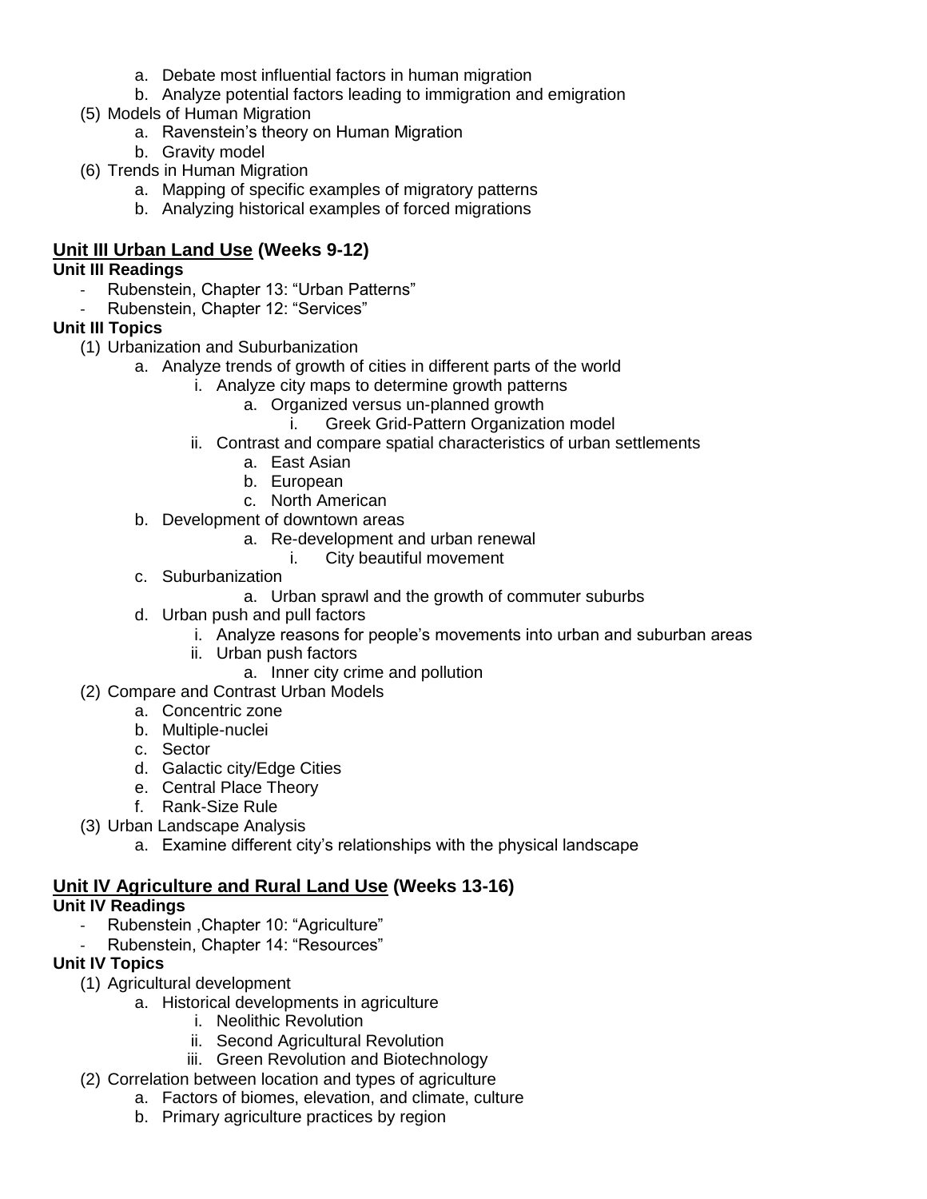a. Debate most influential factors in human migration
   b. Analyze potential factors leading to immigration and emigration

(5) Models of Human Migration
   a. Ravenstein's theory on Human Migration
   b. Gravity model

(6) Trends in Human Migration
   a. Mapping of specific examples of migratory patterns
   b. Analyzing historical examples of forced migrations

## <u>Unit III Urban Land Use</u> (Weeks 9-12)

**Unit III Readings**

- Rubenstein, Chapter 13: "Urban Patterns"
- Rubenstein, Chapter 12: "Services"

**Unit III Topics**

(1) Urbanization and Suburbanization
   a. Analyze trends of growth of cities in different parts of the world
      i. Analyze city maps to determine growth patterns
         a. Organized versus un-planned growth
            i. Greek Grid-Pattern Organization model
      ii. Contrast and compare spatial characteristics of urban settlements
         a. East Asian
         b. European
         c. North American
   b. Development of downtown areas
         a. Re-development and urban renewal
            i. City beautiful movement
   c. Suburbanization
         a. Urban sprawl and the growth of commuter suburbs
   d. Urban push and pull factors
      i. Analyze reasons for people's movements into urban and suburban areas
      ii. Urban push factors
         a. Inner city crime and pollution

(2) Compare and Contrast Urban Models
   a. Concentric zone
   b. Multiple-nuclei
   c. Sector
   d. Galactic city/Edge Cities
   e. Central Place Theory
   f. Rank-Size Rule

(3) Urban Landscape Analysis
   a. Examine different city's relationships with the physical landscape

## <u>Unit IV Agriculture and Rural Land Use</u> (Weeks 13-16)

**Unit IV Readings**

- Rubenstein ,Chapter 10: "Agriculture"
- Rubenstein, Chapter 14: "Resources"

**Unit IV Topics**

(1) Agricultural development
   a. Historical developments in agriculture
      i. Neolithic Revolution
      ii. Second Agricultural Revolution
      iii. Green Revolution and Biotechnology

(2) Correlation between location and types of agriculture
   a. Factors of biomes, elevation, and climate, culture
   b. Primary agriculture practices by region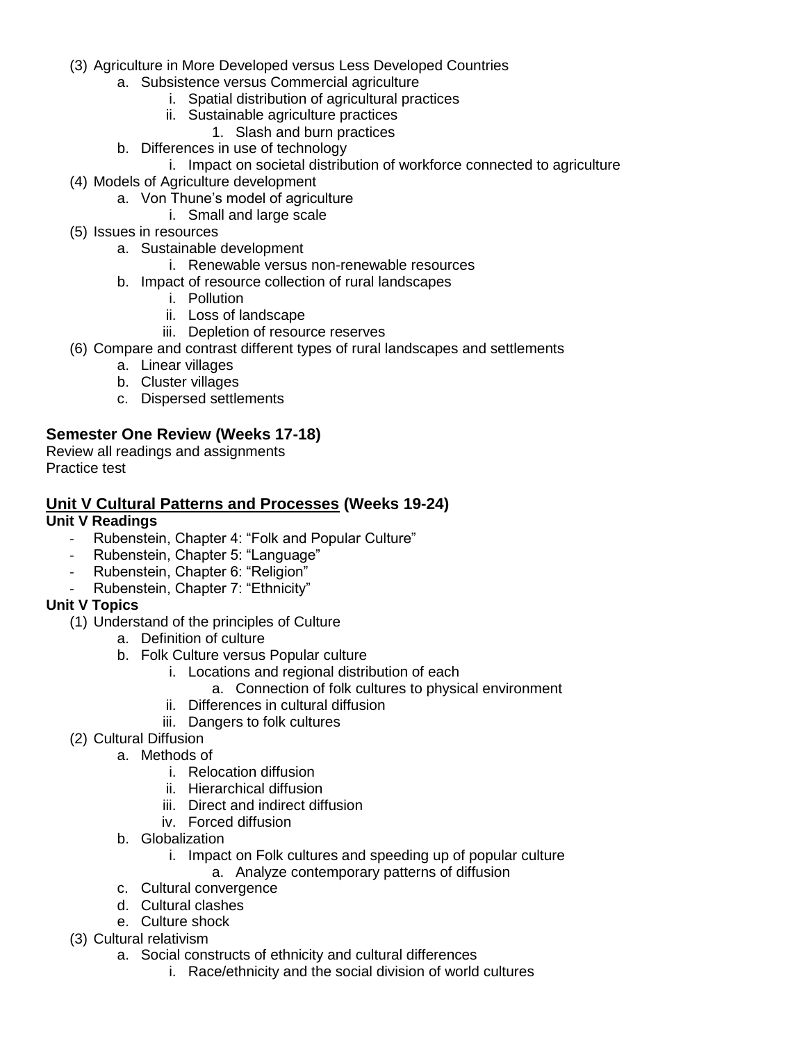(3) Agriculture in More Developed versus Less Developed Countries
    a. Subsistence versus Commercial agriculture
        i. Spatial distribution of agricultural practices
        ii. Sustainable agriculture practices
            1. Slash and burn practices
    b. Differences in use of technology
        i. Impact on societal distribution of workforce connected to agriculture

(4) Models of Agriculture development
    a. Von Thune's model of agriculture
        i. Small and large scale

(5) Issues in resources
    a. Sustainable development
        i. Renewable versus non-renewable resources
    b. Impact of resource collection of rural landscapes
        i. Pollution
        ii. Loss of landscape
        iii. Depletion of resource reserves

(6) Compare and contrast different types of rural landscapes and settlements
    a. Linear villages
    b. Cluster villages
    c. Dispersed settlements

**Semester One Review (Weeks 17-18)**

Review all readings and assignments
Practice test

## <u>Unit V Cultural Patterns and Processes</u> (Weeks 19-24)

**Unit V Readings**

- Rubenstein, Chapter 4: "Folk and Popular Culture"
- Rubenstein, Chapter 5: "Language"
- Rubenstein, Chapter 6: "Religion"
- Rubenstein, Chapter 7: "Ethnicity"

**Unit V Topics**

(1) Understand of the principles of Culture
    a. Definition of culture
    b. Folk Culture versus Popular culture
        i. Locations and regional distribution of each
            a. Connection of folk cultures to physical environment
        ii. Differences in cultural diffusion
        iii. Dangers to folk cultures

(2) Cultural Diffusion
    a. Methods of
        i. Relocation diffusion
        ii. Hierarchical diffusion
        iii. Direct and indirect diffusion
        iv. Forced diffusion
    b. Globalization
        i. Impact on Folk cultures and speeding up of popular culture
            a. Analyze contemporary patterns of diffusion
    c. Cultural convergence
    d. Cultural clashes
    e. Culture shock

(3) Cultural relativism
    a. Social constructs of ethnicity and cultural differences
        i. Race/ethnicity and the social division of world cultures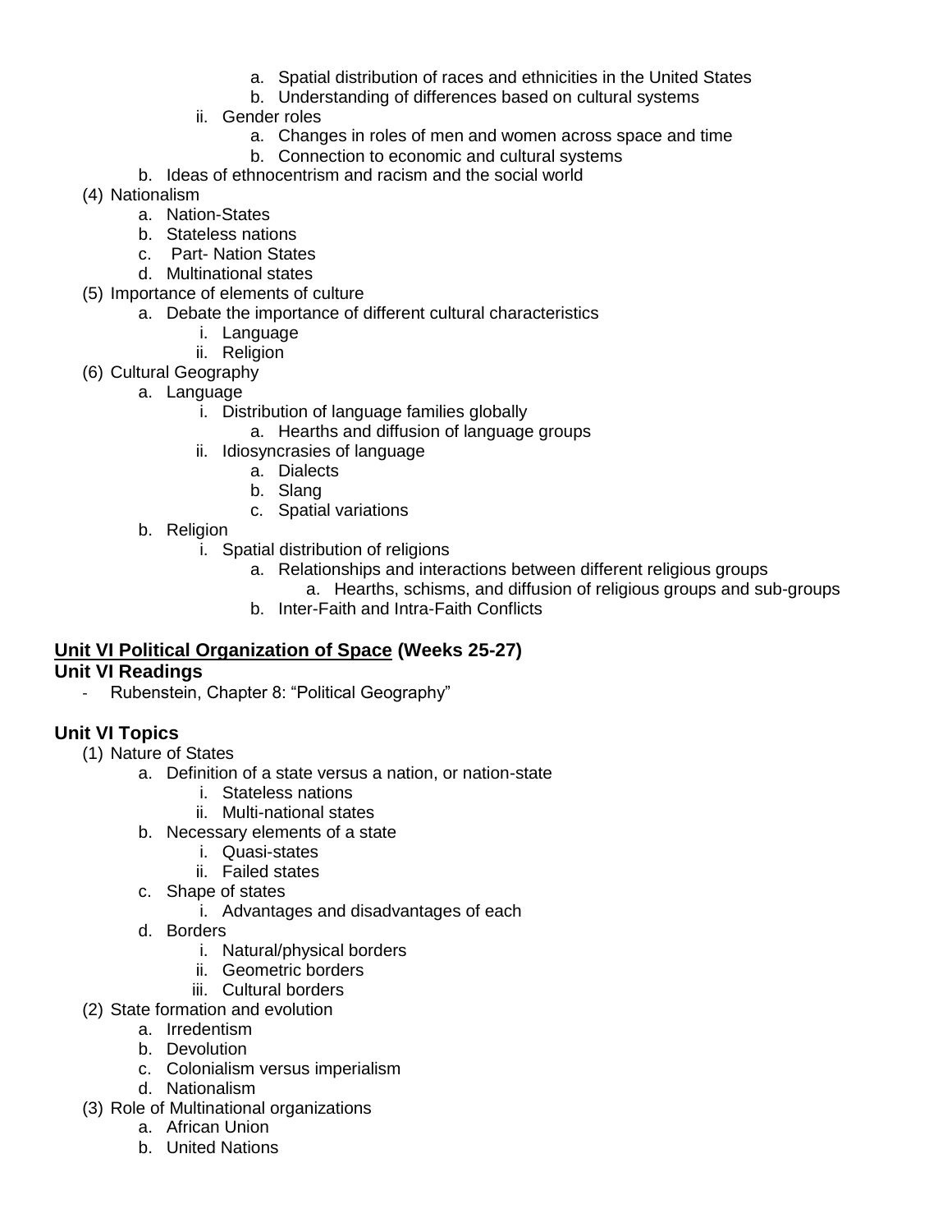- a. Spatial distribution of races and ethnicities in the United States
            - b. Understanding of differences based on cultural systems
        - ii. Gender roles
            - a. Changes in roles of men and women across space and time
            - b. Connection to economic and cultural systems
    - b. Ideas of ethnocentrism and racism and the social world
- (4) Nationalism
    - a. Nation-States
    - b. Stateless nations
    - c. Part- Nation States
    - d. Multinational states
- (5) Importance of elements of culture
    - a. Debate the importance of different cultural characteristics
        - i. Language
        - ii. Religion
- (6) Cultural Geography
    - a. Language
        - i. Distribution of language families globally
            - a. Hearths and diffusion of language groups
        - ii. Idiosyncrasies of language
            - a. Dialects
            - b. Slang
            - c. Spatial variations
    - b. Religion
        - i. Spatial distribution of religions
            - a. Relationships and interactions between different religious groups
                - a. Hearths, schisms, and diffusion of religious groups and sub-groups
            - b. Inter-Faith and Intra-Faith Conflicts

## Unit VI Political Organization of Space (Weeks 25-27)

### Unit VI Readings

- Rubenstein, Chapter 8: "Political Geography"

### Unit VI Topics

- (1) Nature of States
    - a. Definition of a state versus a nation, or nation-state
        - i. Stateless nations
        - ii. Multi-national states
    - b. Necessary elements of a state
        - i. Quasi-states
        - ii. Failed states
    - c. Shape of states
        - i. Advantages and disadvantages of each
    - d. Borders
        - i. Natural/physical borders
        - ii. Geometric borders
        - iii. Cultural borders
- (2) State formation and evolution
    - a. Irredentism
    - b. Devolution
    - c. Colonialism versus imperialism
    - d. Nationalism
- (3) Role of Multinational organizations
    - a. African Union
    - b. United Nations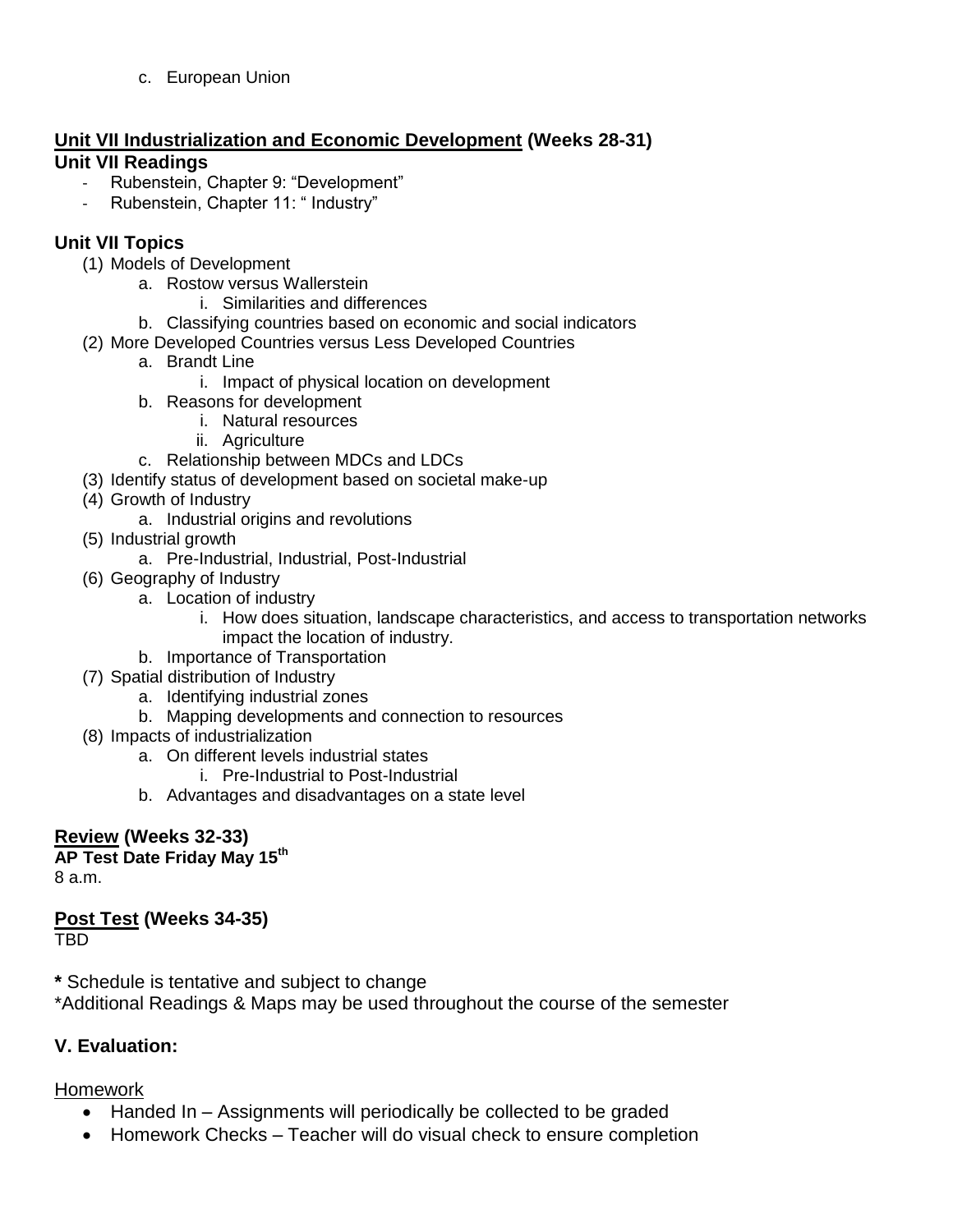c. European Union

## Unit VII Industrialization and Economic Development (Weeks 28-31)

### Unit VII Readings

- Rubenstein, Chapter 9: "Development"
- Rubenstein, Chapter 11: " Industry"

### Unit VII Topics

(1) Models of Development
  - a. Rostow versus Wallerstein
    - i. Similarities and differences
  - b. Classifying countries based on economic and social indicators

(2) More Developed Countries versus Less Developed Countries
  - a. Brandt Line
    - i. Impact of physical location on development
  - b. Reasons for development
    - i. Natural resources
    - ii. Agriculture
  - c. Relationship between MDCs and LDCs

(3) Identify status of development based on societal make-up

(4) Growth of Industry
  - a. Industrial origins and revolutions

(5) Industrial growth
  - a. Pre-Industrial, Industrial, Post-Industrial

(6) Geography of Industry
  - a. Location of industry
    - i. How does situation, landscape characteristics, and access to transportation networks impact the location of industry.
  - b. Importance of Transportation

(7) Spatial distribution of Industry
  - a. Identifying industrial zones
  - b. Mapping developments and connection to resources

(8) Impacts of industrialization
  - a. On different levels industrial states
    - i. Pre-Industrial to Post-Industrial
  - b. Advantages and disadvantages on a state level

## Review (Weeks 32-33)

**AP Test Date Friday May 15th**
8 a.m.

## Post Test (Weeks 34-35)

TBD

**\*** Schedule is tentative and subject to change
\*Additional Readings & Maps may be used throughout the course of the semester

## V. Evaluation:

Homework

- Handed In – Assignments will periodically be collected to be graded
- Homework Checks – Teacher will do visual check to ensure completion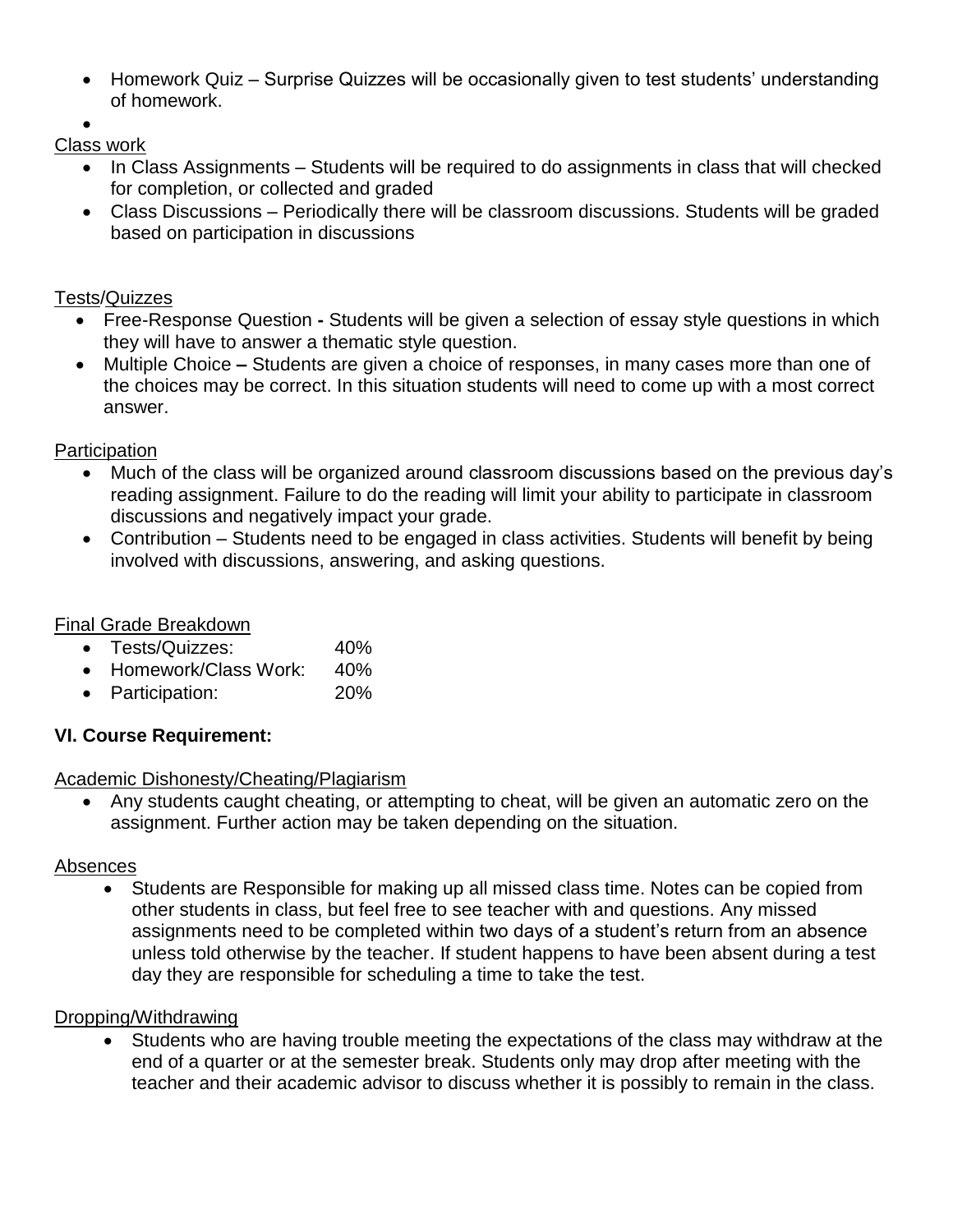- Homework Quiz – Surprise Quizzes will be occasionally given to test students' understanding of homework.
- 

<u>Class work</u>

- In Class Assignments – Students will be required to do assignments in class that will checked for completion, or collected and graded
- Class Discussions – Periodically there will be classroom discussions. Students will be graded based on participation in discussions

<u>Tests/Quizzes</u>

- Free-Response Question **-** Students will be given a selection of essay style questions in which they will have to answer a thematic style question.
- Multiple Choice **–** Students are given a choice of responses, in many cases more than one of the choices may be correct. In this situation students will need to come up with a most correct answer.

<u>Participation</u>

- Much of the class will be organized around classroom discussions based on the previous day's reading assignment. Failure to do the reading will limit your ability to participate in classroom discussions and negatively impact your grade.
- Contribution – Students need to be engaged in class activities. Students will benefit by being involved with discussions, answering, and asking questions.

<u>Final Grade Breakdown</u>

- Tests/Quizzes: 40%
- Homework/Class Work: 40%
- Participation: 20%

**VI. Course Requirement:**

<u>Academic Dishonesty/Cheating/Plagiarism</u>

- Any students caught cheating, or attempting to cheat, will be given an automatic zero on the assignment. Further action may be taken depending on the situation.

<u>Absences</u>

- Students are Responsible for making up all missed class time. Notes can be copied from other students in class, but feel free to see teacher with and questions. Any missed assignments need to be completed within two days of a student's return from an absence unless told otherwise by the teacher. If student happens to have been absent during a test day they are responsible for scheduling a time to take the test.

<u>Dropping/Withdrawing</u>

- Students who are having trouble meeting the expectations of the class may withdraw at the end of a quarter or at the semester break. Students only may drop after meeting with the teacher and their academic advisor to discuss whether it is possibly to remain in the class.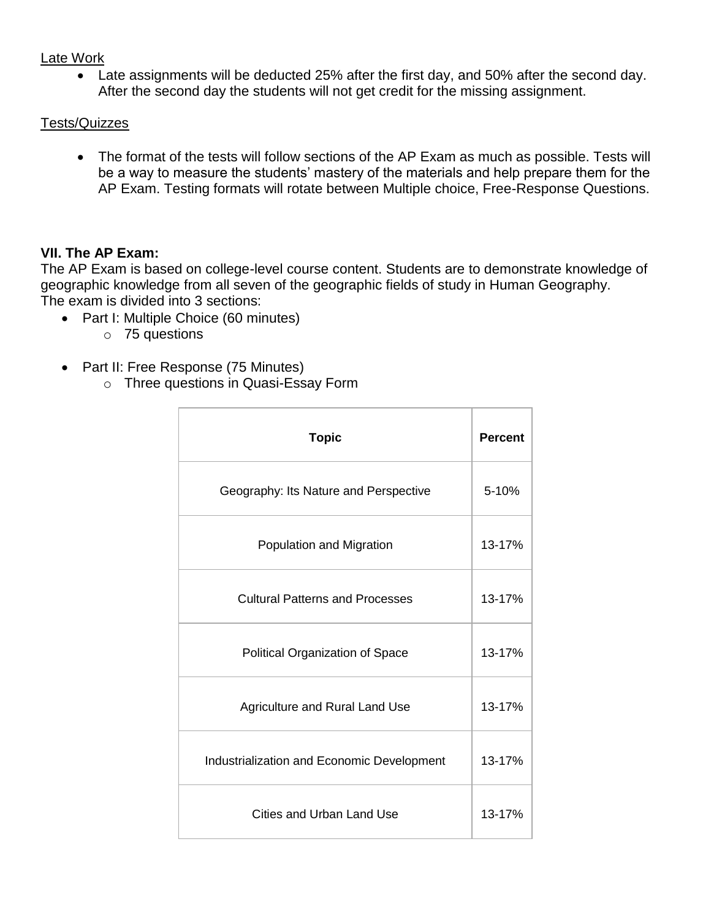Late Work

- Late assignments will be deducted 25% after the first day, and 50% after the second day. After the second day the students will not get credit for the missing assignment.

Tests/Quizzes

- The format of the tests will follow sections of the AP Exam as much as possible. Tests will be a way to measure the students' mastery of the materials and help prepare them for the AP Exam. Testing formats will rotate between Multiple choice, Free-Response Questions.

**VII. The AP Exam:**

The AP Exam is based on college-level course content. Students are to demonstrate knowledge of geographic knowledge from all seven of the geographic fields of study in Human Geography. The exam is divided into 3 sections:

- Part I: Multiple Choice (60 minutes)
  - 75 questions
- Part II: Free Response (75 Minutes)
  - Three questions in Quasi-Essay Form

| Topic | Percent |
|---|---|
| Geography: Its Nature and Perspective | 5-10% |
| Population and Migration | 13-17% |
| Cultural Patterns and Processes | 13-17% |
| Political Organization of Space | 13-17% |
| Agriculture and Rural Land Use | 13-17% |
| Industrialization and Economic Development | 13-17% |
| Cities and Urban Land Use | 13-17% |